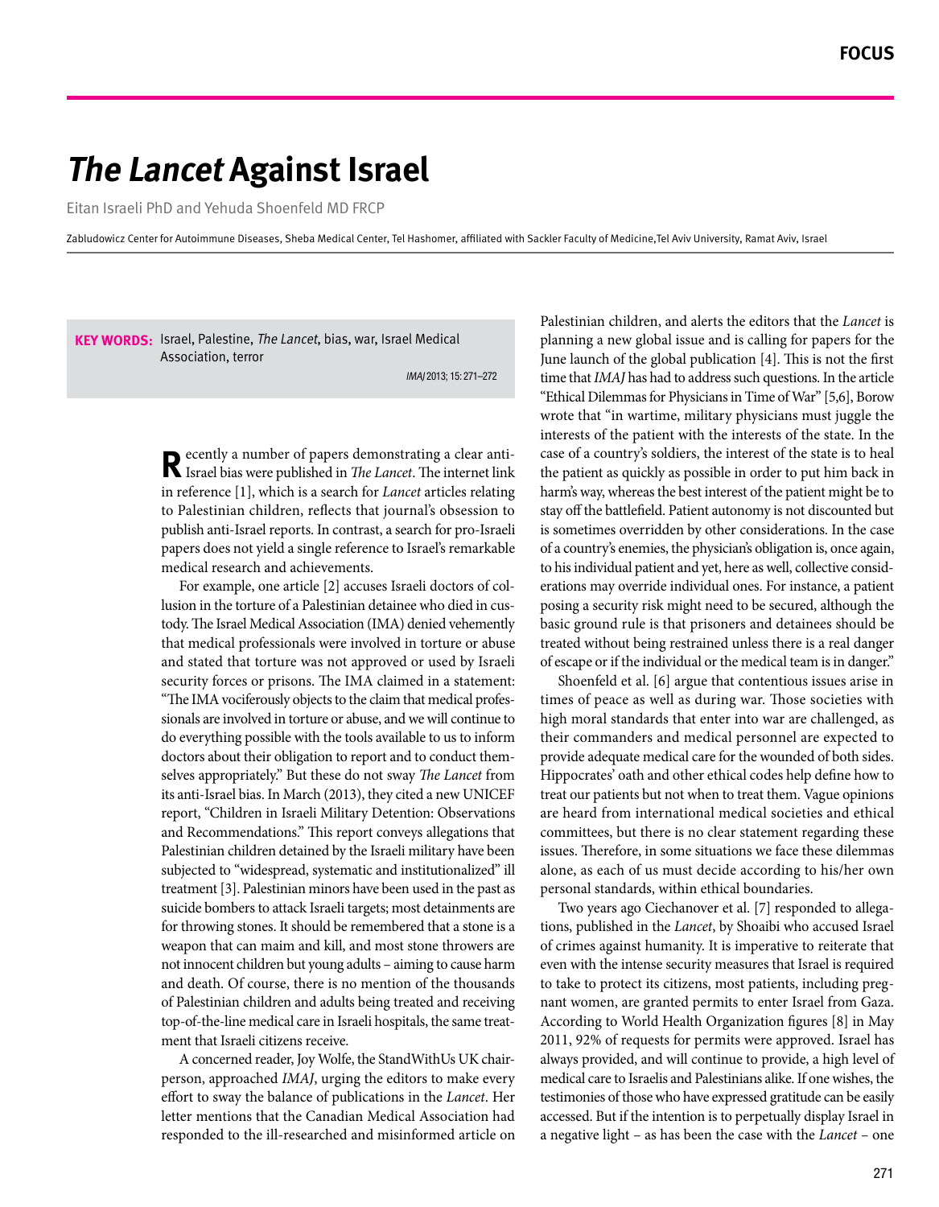# *The Lancet* Against Israel

Eitan Israeli PhD and Yehuda Shoenfeld MD FRCP

Zabludowicz Center for Autoimmune Diseases, Sheba Medical Center, Tel Hashomer, affiliated with Sackler Faculty of Medicine,Tel Aviv University, Ramat Aviv, Israel

**KEY WORDS:** Israel, Palestine, *The Lancet*, bias, war, Israel Medical Association, terror

Recently a number of papers demonstrating a clear anti-Israel bias were published in *The Lancet*. The internet link in reference [1], which is a search for *Lancet* articles relating to Palestinian children, reflects that journal's obsession to publish anti-Israel reports. In contrast, a search for pro-Israeli papers does not yield a single reference to Israel's remarkable medical research and achievements.

For example, one article [2] accuses Israeli doctors of collusion in the torture of a Palestinian detainee who died in custody. The Israel Medical Association (IMA) denied vehemently that medical professionals were involved in torture or abuse and stated that torture was not approved or used by Israeli security forces or prisons. The IMA claimed in a statement: "The IMA vociferously objects to the claim that medical professionals are involved in torture or abuse, and we will continue to do everything possible with the tools available to us to inform doctors about their obligation to report and to conduct themselves appropriately." But these do not sway *The Lancet* from its anti-Israel bias. In March (2013), they cited a new UNICEF report, "Children in Israeli Military Detention: Observations and Recommendations." This report conveys allegations that Palestinian children detained by the Israeli military have been subjected to "widespread, systematic and institutionalized" ill treatment [3]. Palestinian minors have been used in the past as suicide bombers to attack Israeli targets; most detainments are for throwing stones. It should be remembered that a stone is a weapon that can maim and kill, and most stone throwers are not innocent children but young adults – aiming to cause harm and death. Of course, there is no mention of the thousands of Palestinian children and adults being treated and receiving top-of-the-line medical care in Israeli hospitals, the same treatment that Israeli citizens receive.

A concerned reader, Joy Wolfe, the StandWithUs UK chairperson, approached *IMAJ*, urging the editors to make every effort to sway the balance of publications in the *Lancet*. Her letter mentions that the Canadian Medical Association had responded to the ill-researched and misinformed article on Palestinian children, and alerts the editors that the *Lancet* is planning a new global issue and is calling for papers for the June launch of the global publication [4]. This is not the first time that *IMAJ* has had to address such questions. In the article "Ethical Dilemmas for Physicians in Time of War" [5,6], Borow wrote that "in wartime, military physicians must juggle the interests of the patient with the interests of the state. In the case of a country's soldiers, the interest of the state is to heal the patient as quickly as possible in order to put him back in harm's way, whereas the best interest of the patient might be to stay off the battlefield. Patient autonomy is not discounted but is sometimes overridden by other considerations. In the case of a country's enemies, the physician's obligation is, once again, to his individual patient and yet, here as well, collective considerations may override individual ones. For instance, a patient posing a security risk might need to be secured, although the basic ground rule is that prisoners and detainees should be treated without being restrained unless there is a real danger of escape or if the individual or the medical team is in danger."

Shoenfeld et al. [6] argue that contentious issues arise in times of peace as well as during war. Those societies with high moral standards that enter into war are challenged, as their commanders and medical personnel are expected to provide adequate medical care for the wounded of both sides. Hippocrates' oath and other ethical codes help define how to treat our patients but not when to treat them. Vague opinions are heard from international medical societies and ethical committees, but there is no clear statement regarding these issues. Therefore, in some situations we face these dilemmas alone, as each of us must decide according to his/her own personal standards, within ethical boundaries.

Two years ago Ciechanover et al. [7] responded to allegations, published in the *Lancet*, by Shoaibi who accused Israel of crimes against humanity. It is imperative to reiterate that even with the intense security measures that Israel is required to take to protect its citizens, most patients, including pregnant women, are granted permits to enter Israel from Gaza. According to World Health Organization figures [8] in May 2011, 92% of requests for permits were approved. Israel has always provided, and will continue to provide, a high level of medical care to Israelis and Palestinians alike. If one wishes, the testimonies of those who have expressed gratitude can be easily accessed. But if the intention is to perpetually display Israel in a negative light – as has been the case with the *Lancet* – one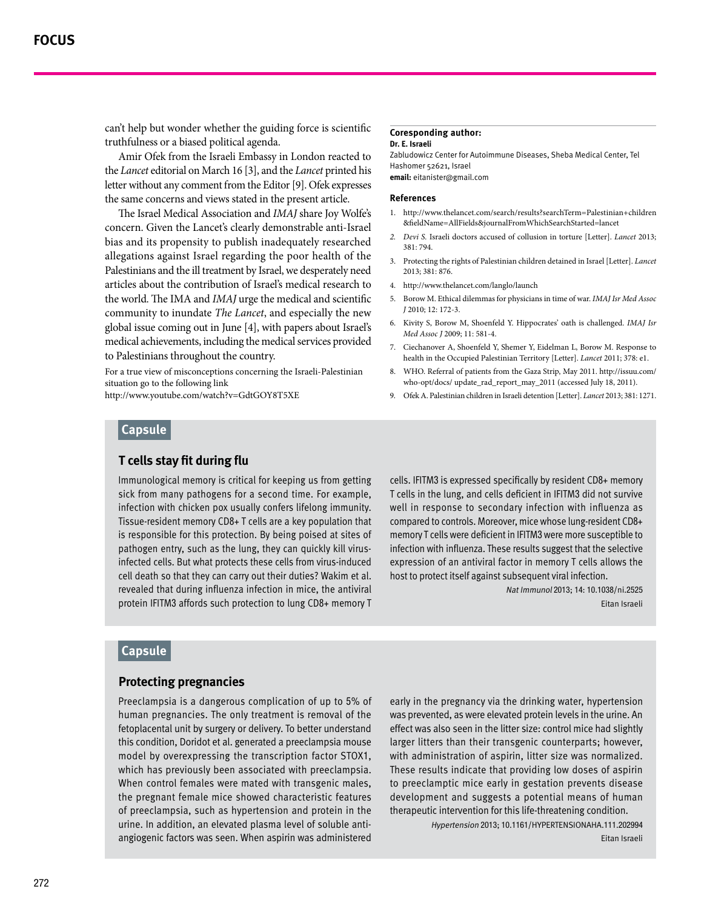can't help but wonder whether the guiding force is scientific truthfulness or a biased political agenda.

Amir Ofek from the Israeli Embassy in London reacted to the *Lancet* editorial on March 16 [3], and the *Lancet* printed his letter without any comment from the Editor [9]. Ofek expresses the same concerns and views stated in the present article.

The Israel Medical Association and *IMAJ* share Joy Wolfe's concern. Given the Lancet's clearly demonstrable anti-Israel bias and its propensity to publish inadequately researched allegations against Israel regarding the poor health of the Palestinians and the ill treatment by Israel, we desperately need articles about the contribution of Israel's medical research to the world. The IMA and *IMAJ* urge the medical and scientific community to inundate *The Lancet*, and especially the new global issue coming out in June [4], with papers about Israel's medical achievements, including the medical services provided to Palestinians throughout the country.

For a true view of misconceptions concerning the Israeli-Palestinian situation go to the following link
http://www.youtube.com/watch?v=GdtGOY8T5XE

**Coresponding author:**
**Dr. E. Israeli**
Zabludowicz Center for Autoimmune Diseases, Sheba Medical Center, Tel Hashomer 52621, Israel
**email:** eitanister@gmail.com

### References

1. http://www.thelancet.com/search/results?searchTerm=Palestinian+children&fieldName=AllFields&journalFromWhichSearchStarted=lancet
2. *Devi S.* Israeli doctors accused of collusion in torture [Letter]. *Lancet* 2013; 381: 794.
3. Protecting the rights of Palestinian children detained in Israel [Letter]. *Lancet* 2013; 381: 876.
4. http://www.thelancet.com/langlo/launch
5. Borow M. Ethical dilemmas for physicians in time of war. *IMAJ Isr Med Assoc J* 2010; 12: 172-3.
6. Kivity S, Borow M, Shoenfeld Y. Hippocrates' oath is challenged. *IMAJ Isr Med Assoc J* 2009; 11: 581-4.
7. Ciechanover A, Shoenfeld Y, Shemer Y, Eidelman L, Borow M. Response to health in the Occupied Palestinian Territory [Letter]. *Lancet* 2011; 378: e1.
8. WHO. Referral of patients from the Gaza Strip, May 2011. http://issuu.com/who-opt/docs/ update_rad_report_may_2011 (accessed July 18, 2011).
9. Ofek A. Palestinian children in Israeli detention [Letter]. *Lancet* 2013; 381: 1271.

## Capsule

### T cells stay fit during flu

Immunological memory is critical for keeping us from getting sick from many pathogens for a second time. For example, infection with chicken pox usually confers lifelong immunity. Tissue-resident memory CD8+ T cells are a key population that is responsible for this protection. By being poised at sites of pathogen entry, such as the lung, they can quickly kill virus-infected cells. But what protects these cells from virus-induced cell death so that they can carry out their duties? Wakim et al. revealed that during influenza infection in mice, the antiviral protein IFITM3 affords such protection to lung CD8+ memory T cells. IFITM3 is expressed specifically by resident CD8+ memory T cells in the lung, and cells deficient in IFITM3 did not survive well in response to secondary infection with influenza as compared to controls. Moreover, mice whose lung-resident CD8+ memory T cells were deficient in IFITM3 were more susceptible to infection with influenza. These results suggest that the selective expression of an antiviral factor in memory T cells allows the host to protect itself against subsequent viral infection.

*Nat Immunol* 2013; 14: 10.1038/ni.2525
Eitan Israeli

## Capsule

### Protecting pregnancies

Preeclampsia is a dangerous complication of up to 5% of human pregnancies. The only treatment is removal of the fetoplacental unit by surgery or delivery. To better understand this condition, Doridot et al. generated a preeclampsia mouse model by overexpressing the transcription factor STOX1, which has previously been associated with preeclampsia. When control females were mated with transgenic males, the pregnant female mice showed characteristic features of preeclampsia, such as hypertension and protein in the urine. In addition, an elevated plasma level of soluble anti-angiogenic factors was seen. When aspirin was administered early in the pregnancy via the drinking water, hypertension was prevented, as were elevated protein levels in the urine. An effect was also seen in the litter size: control mice had slightly larger litters than their transgenic counterparts; however, with administration of aspirin, litter size was normalized. These results indicate that providing low doses of aspirin to preeclamptic mice early in gestation prevents disease development and suggests a potential means of human therapeutic intervention for this life-threatening condition.

*Hypertension* 2013; 10.1161/HYPERTENSIONAHA.111.202994
Eitan Israeli